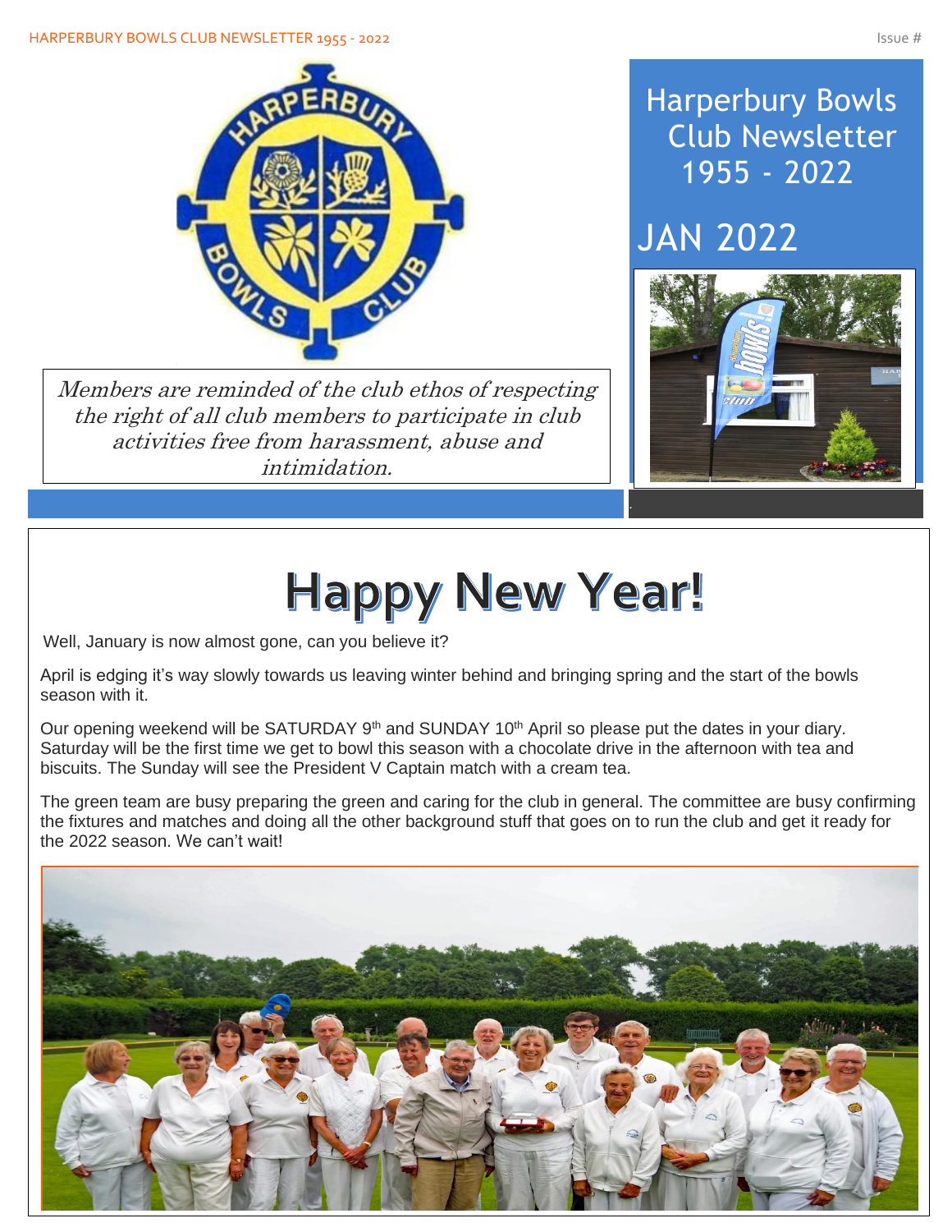# Harperbury Bowls Club Newsletter 1955 - 2022

## JAN 2022

*Members are reminded of the club ethos of respecting the right of all club members to participate in club activities free from harassment, abuse and intimidation.*

# Happy New Year!

Well, January is now almost gone, can you believe it?

April is edging it's way slowly towards us leaving winter behind and bringing spring and the start of the bowls season with it.

Our opening weekend will be SATURDAY 9th and SUNDAY 10th April so please put the dates in your diary. Saturday will be the first time we get to bowl this season with a chocolate drive in the afternoon with tea and biscuits. The Sunday will see the President V Captain match with a cream tea.

The green team are busy preparing the green and caring for the club in general. The committee are busy confirming the fixtures and matches and doing all the other background stuff that goes on to run the club and get it ready for the 2022 season. We can't wait!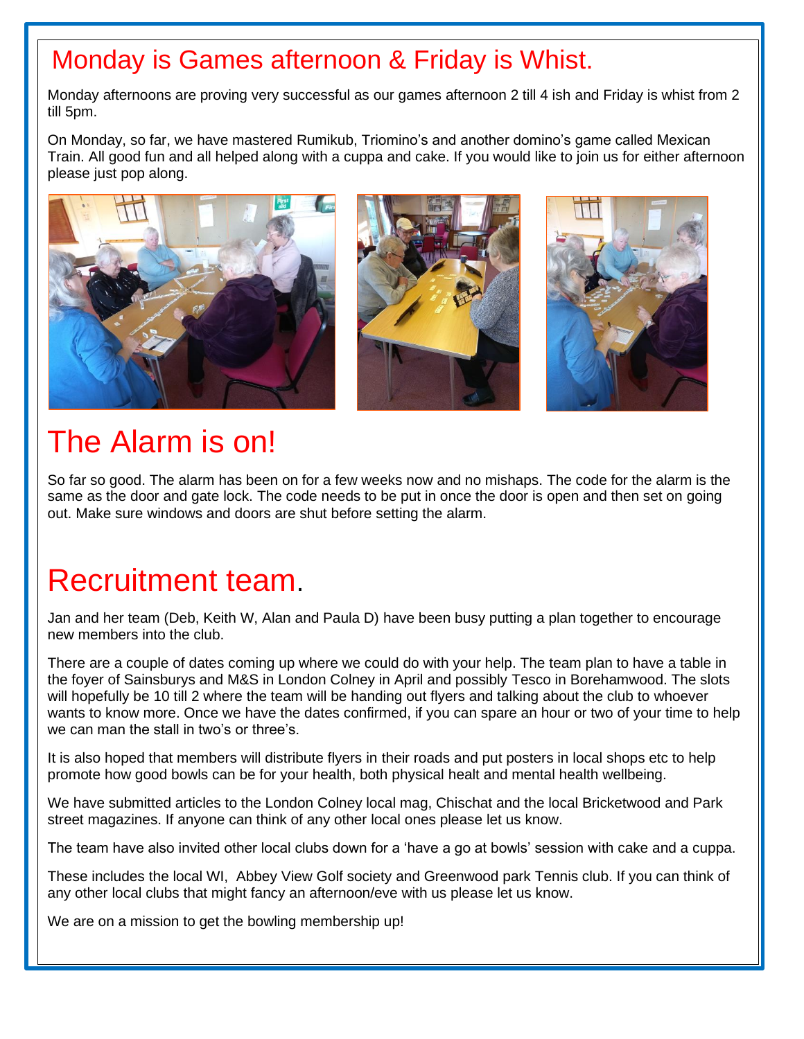## Monday is Games afternoon & Friday is Whist.

Monday afternoons are proving very successful as our games afternoon 2 till 4 ish and Friday is whist from 2 till 5pm.

On Monday, so far, we have mastered Rumikub, Triomino's and another domino's game called Mexican Train. All good fun and all helped along with a cuppa and cake. If you would like to join us for either afternoon please just pop along.

## The Alarm is on!

So far so good. The alarm has been on for a few weeks now and no mishaps. The code for the alarm is the same as the door and gate lock. The code needs to be put in once the door is open and then set on going out. Make sure windows and doors are shut before setting the alarm.

## Recruitment team.

Jan and her team (Deb, Keith W, Alan and Paula D) have been busy putting a plan together to encourage new members into the club.

There are a couple of dates coming up where we could do with your help. The team plan to have a table in the foyer of Sainsburys and M&S in London Colney in April and possibly Tesco in Borehamwood. The slots will hopefully be 10 till 2 where the team will be handing out flyers and talking about the club to whoever wants to know more. Once we have the dates confirmed, if you can spare an hour or two of your time to help we can man the stall in two's or three's.

It is also hoped that members will distribute flyers in their roads and put posters in local shops etc to help promote how good bowls can be for your health, both physical healt and mental health wellbeing.

We have submitted articles to the London Colney local mag, Chischat and the local Bricketwood and Park street magazines. If anyone can think of any other local ones please let us know.

The team have also invited other local clubs down for a 'have a go at bowls' session with cake and a cuppa.

These includes the local WI, Abbey View Golf society and Greenwood park Tennis club. If you can think of any other local clubs that might fancy an afternoon/eve with us please let us know.

We are on a mission to get the bowling membership up!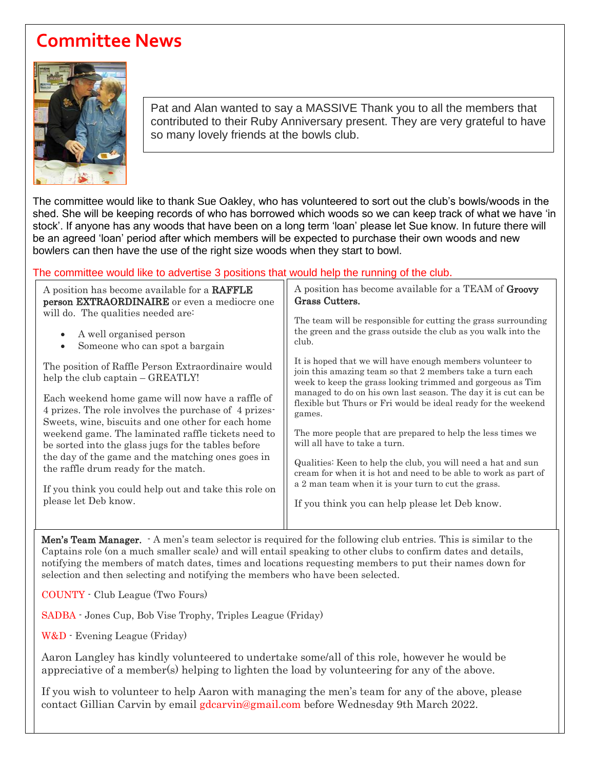# Committee News

Pat and Alan wanted to say a MASSIVE Thank you to all the members that contributed to their Ruby Anniversary present. They are very grateful to have so many lovely friends at the bowls club.

The committee would like to thank Sue Oakley, who has volunteered to sort out the club's bowls/woods in the shed. She will be keeping records of who has borrowed which woods so we can keep track of what we have 'in stock'. If anyone has any woods that have been on a long term 'loan' please let Sue know. In future there will be an agreed 'loan' period after which members will be expected to purchase their own woods and new bowlers can then have the use of the right size woods when they start to bowl.

The committee would like to advertise 3 positions that would help the running of the club.

A position has become available for a **RAFFLE person EXTRAORDINAIRE** or even a mediocre one will do. The qualities needed are:

- A well organised person
- Someone who can spot a bargain

The position of Raffle Person Extraordinaire would help the club captain – GREATLY!

Each weekend home game will now have a raffle of 4 prizes. The role involves the purchase of 4 prizes- Sweets, wine, biscuits and one other for each home weekend game. The laminated raffle tickets need to be sorted into the glass jugs for the tables before the day of the game and the matching ones goes in the raffle drum ready for the match.

If you think you could help out and take this role on please let Deb know.

A position has become available for a TEAM of **Groovy Grass Cutters.**

The team will be responsible for cutting the grass surrounding the green and the grass outside the club as you walk into the club.

It is hoped that we will have enough members volunteer to join this amazing team so that 2 members take a turn each week to keep the grass looking trimmed and gorgeous as Tim managed to do on his own last season. The day it is cut can be flexible but Thurs or Fri would be ideal ready for the weekend games.

The more people that are prepared to help the less times we will all have to take a turn.

Qualities: Keen to help the club, you will need a hat and sun cream for when it is hot and need to be able to work as part of a 2 man team when it is your turn to cut the grass.

If you think you can help please let Deb know.

**Men's Team Manager.** - A men's team selector is required for the following club entries. This is similar to the Captains role (on a much smaller scale) and will entail speaking to other clubs to confirm dates and details, notifying the members of match dates, times and locations requesting members to put their names down for selection and then selecting and notifying the members who have been selected.

COUNTY - Club League (Two Fours)

SADBA - Jones Cup, Bob Vise Trophy, Triples League (Friday)

W&D - Evening League (Friday)

Aaron Langley has kindly volunteered to undertake some/all of this role, however he would be appreciative of a member(s) helping to lighten the load by volunteering for any of the above.

If you wish to volunteer to help Aaron with managing the men's team for any of the above, please contact Gillian Carvin by email gdcarvin@gmail.com before Wednesday 9th March 2022.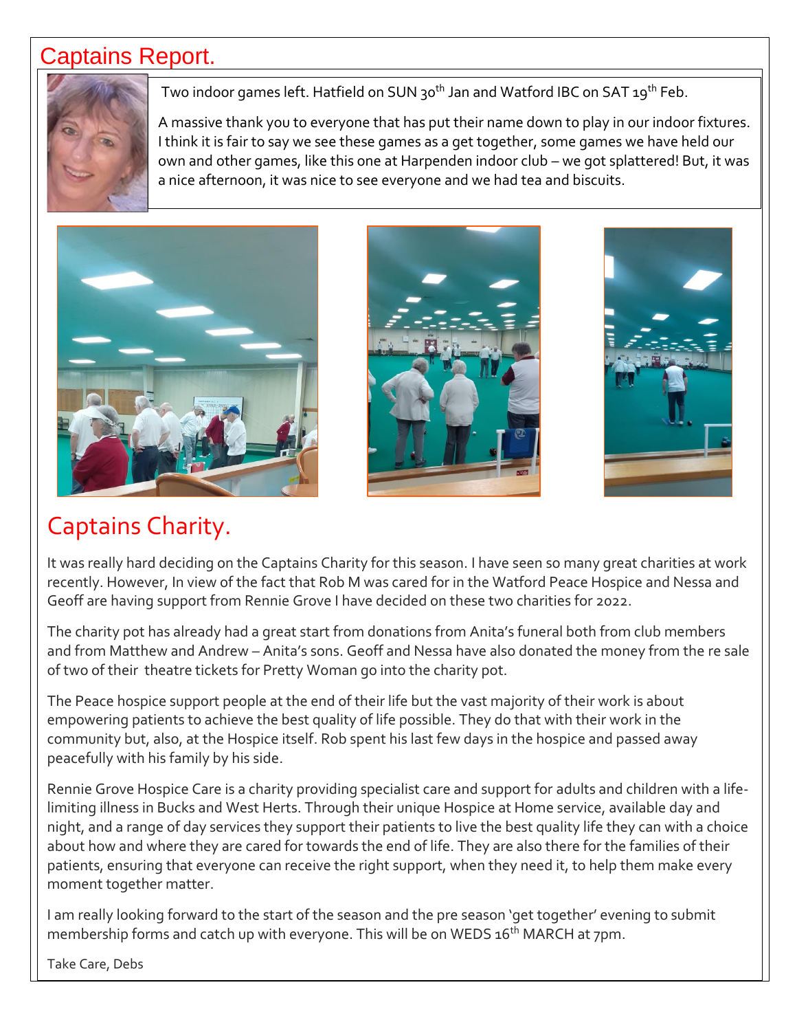# Captains Report.

Two indoor games left. Hatfield on SUN 30th Jan and Watford IBC on SAT 19th Feb.

A massive thank you to everyone that has put their name down to play in our indoor fixtures. I think it is fair to say we see these games as a get together, some games we have held our own and other games, like this one at Harpenden indoor club – we got splattered! But, it was a nice afternoon, it was nice to see everyone and we had tea and biscuits.

# Captains Charity.

It was really hard deciding on the Captains Charity for this season. I have seen so many great charities at work recently. However, In view of the fact that Rob M was cared for in the Watford Peace Hospice and Nessa and Geoff are having support from Rennie Grove I have decided on these two charities for 2022.

The charity pot has already had a great start from donations from Anita's funeral both from club members and from Matthew and Andrew – Anita's sons. Geoff and Nessa have also donated the money from the re sale of two of their theatre tickets for Pretty Woman go into the charity pot.

The Peace hospice support people at the end of their life but the vast majority of their work is about empowering patients to achieve the best quality of life possible. They do that with their work in the community but, also, at the Hospice itself. Rob spent his last few days in the hospice and passed away peacefully with his family by his side.

Rennie Grove Hospice Care is a charity providing specialist care and support for adults and children with a life-limiting illness in Bucks and West Herts. Through their unique Hospice at Home service, available day and night, and a range of day services they support their patients to live the best quality life they can with a choice about how and where they are cared for towards the end of life. They are also there for the families of their patients, ensuring that everyone can receive the right support, when they need it, to help them make every moment together matter.

I am really looking forward to the start of the season and the pre season 'get together' evening to submit membership forms and catch up with everyone. This will be on WEDS 16th MARCH at 7pm.

Take Care, Debs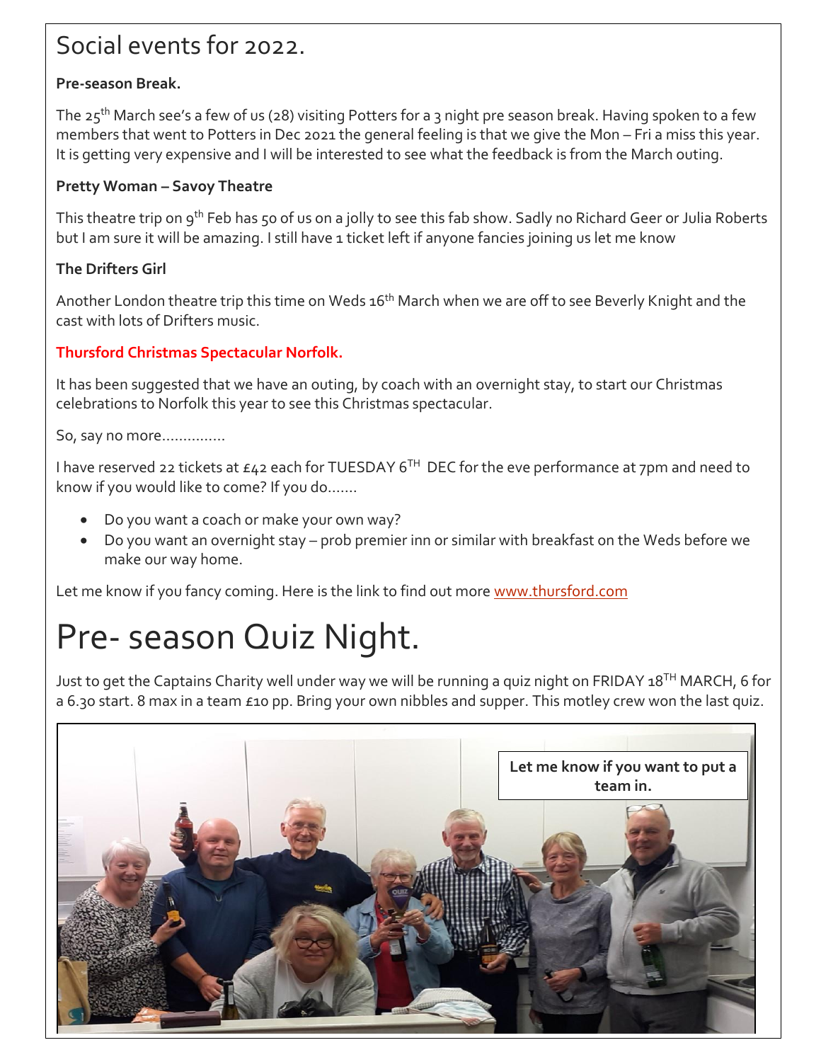# Social events for 2022.

**Pre-season Break.**

The 25th March see's a few of us (28) visiting Potters for a 3 night pre season break. Having spoken to a few members that went to Potters in Dec 2021 the general feeling is that we give the Mon – Fri a miss this year. It is getting very expensive and I will be interested to see what the feedback is from the March outing.

**Pretty Woman – Savoy Theatre**

This theatre trip on 9th Feb has 50 of us on a jolly to see this fab show. Sadly no Richard Geer or Julia Roberts but I am sure it will be amazing. I still have 1 ticket left if anyone fancies joining us let me know

**The Drifters Girl**

Another London theatre trip this time on Weds 16th March when we are off to see Beverly Knight and the cast with lots of Drifters music.

**Thursford Christmas Spectacular Norfolk.**

It has been suggested that we have an outing, by coach with an overnight stay, to start our Christmas celebrations to Norfolk this year to see this Christmas spectacular.

So, say no more...............

I have reserved 22 tickets at £42 each for TUESDAY 6TH DEC for the eve performance at 7pm and need to know if you would like to come? If you do.......

- Do you want a coach or make your own way?
- Do you want an overnight stay – prob premier inn or similar with breakfast on the Weds before we make our way home.

Let me know if you fancy coming. Here is the link to find out more www.thursford.com

# Pre- season Quiz Night.

Just to get the Captains Charity well under way we will be running a quiz night on FRIDAY 18TH MARCH, 6 for a 6.30 start. 8 max in a team £10 pp. Bring your own nibbles and supper. This motley crew won the last quiz.

**Let me know if you want to put a team in.**